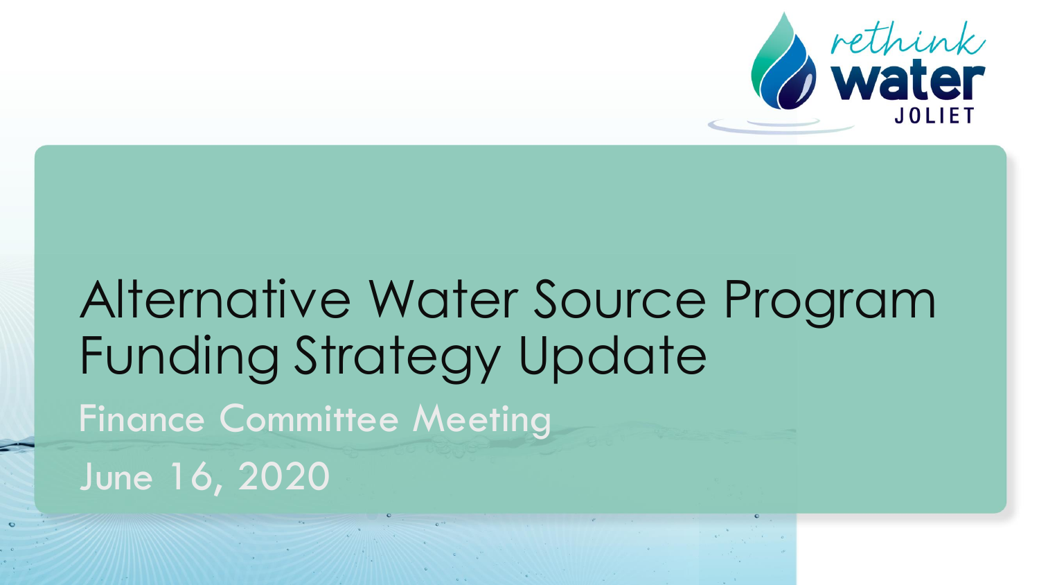rethink water JOLIET

# Alternative Water Source Program Funding Strategy Update

## Finance Committee Meeting

June 16, 2020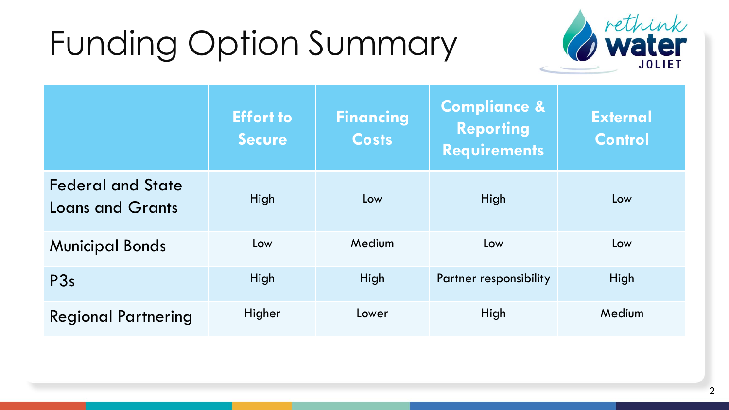# Funding Option Summary

| | Effort to Secure | Financing Costs | Compliance & Reporting Requirements | External Control |
|---|---|---|---|---|
| Federal and State Loans and Grants | High | Low | High | Low |
| Municipal Bonds | Low | Medium | Low | Low |
| P3s | High | High | Partner responsibility | High |
| Regional Partnering | Higher | Lower | High | Medium |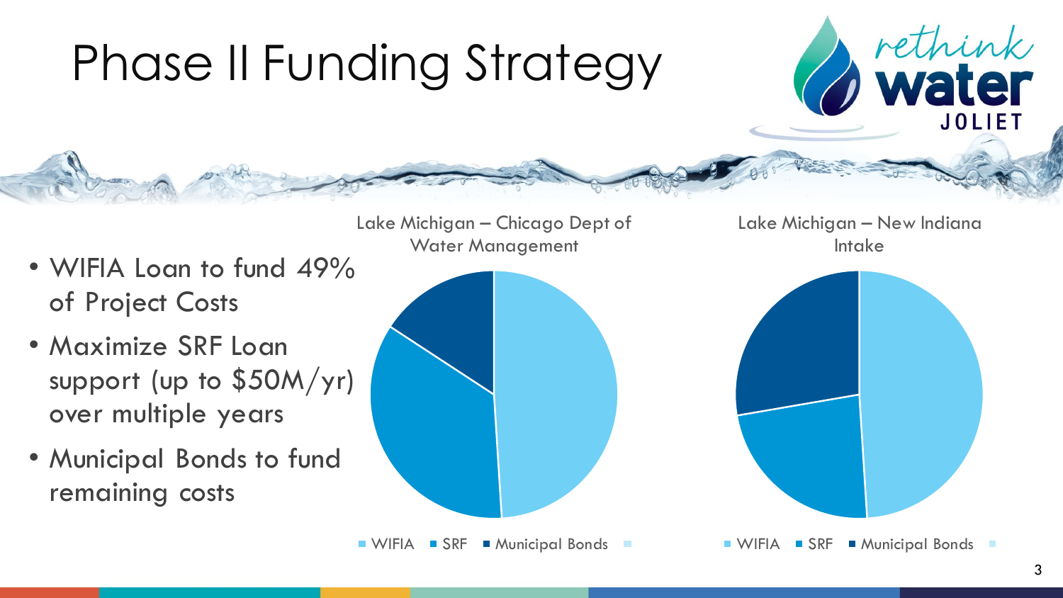# Phase II Funding Strategy

- WIFIA Loan to fund 49% of Project Costs
- Maximize SRF Loan support (up to $50M/yr) over multiple years
- Municipal Bonds to fund remaining costs

Lake Michigan – Chicago Dept of Water Management

WIFIA ■ SRF ■ Municipal Bonds

Lake Michigan – New Indiana Intake

WIFIA ■ SRF ■ Municipal Bonds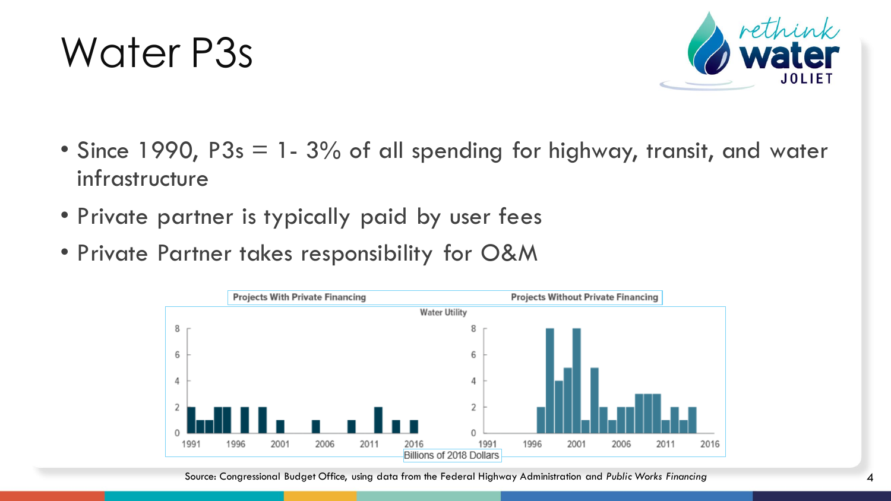# Water P3s

- Since 1990, P3s = 1- 3% of all spending for highway, transit, and water infrastructure
- Private partner is typically paid by user fees
- Private Partner takes responsibility for O&M

Projects With Private Financing | Projects Without Private Financing

Water Utility

Billions of 2018 Dollars

Source: Congressional Budget Office, using data from the Federal Highway Administration and *Public Works Financing*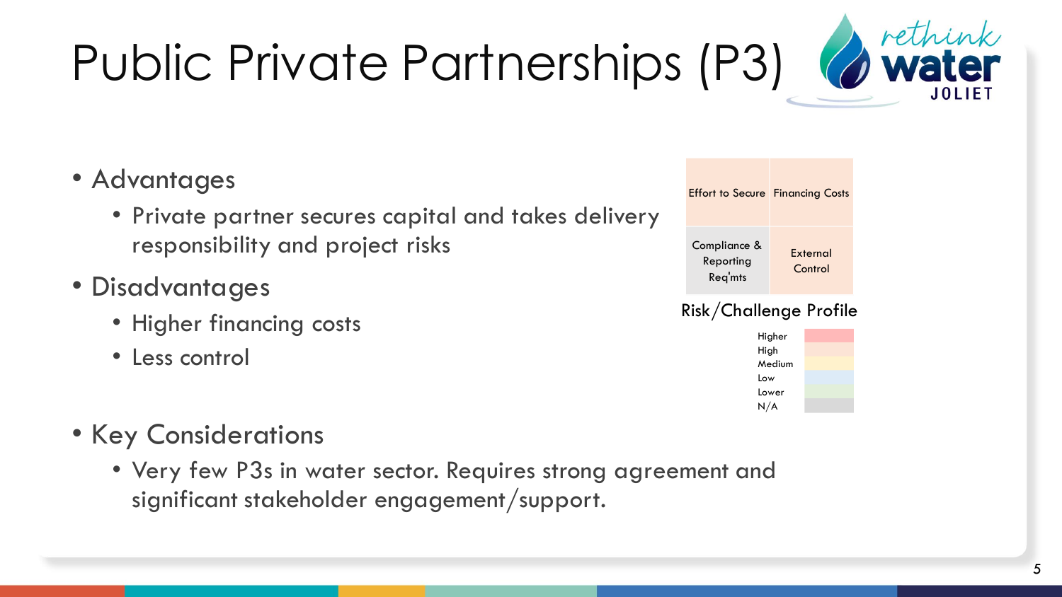# Public Private Partnerships (P3)

- Advantages
  - Private partner secures capital and takes delivery responsibility and project risks
- Disadvantages
  - Higher financing costs
  - Less control
- Key Considerations
  - Very few P3s in water sector. Requires strong agreement and significant stakeholder engagement/support.

| Effort to Secure | Financing Costs |
| --- | --- |
| Compliance & Reporting Req'mts | External Control |

Risk/Challenge Profile

| Legend |
| --- |
| Higher |
| High |
| Medium |
| Low |
| Lower |
| N/A |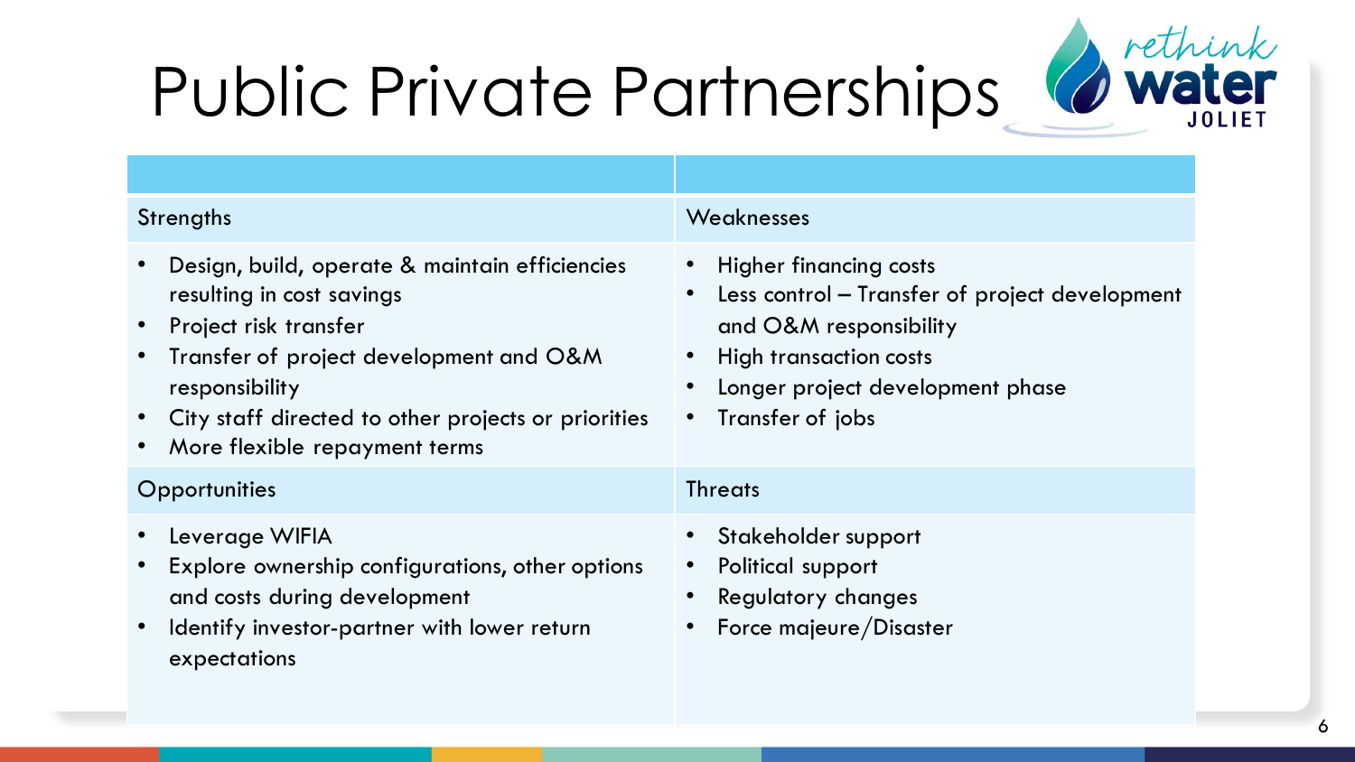# Public Private Partnerships

| | |
|---|---|
| Strengths | Weaknesses |
| • Design, build, operate & maintain efficiencies resulting in cost savings<br>• Project risk transfer<br>• Transfer of project development and O&M responsibility<br>• City staff directed to other projects or priorities<br>• More flexible repayment terms | • Higher financing costs<br>• Less control – Transfer of project development and O&M responsibility<br>• High transaction costs<br>• Longer project development phase<br>• Transfer of jobs |
| Opportunities | Threats |
| • Leverage WIFIA<br>• Explore ownership configurations, other options and costs during development<br>• Identify investor-partner with lower return expectations | • Stakeholder support<br>• Political support<br>• Regulatory changes<br>• Force majeure/Disaster |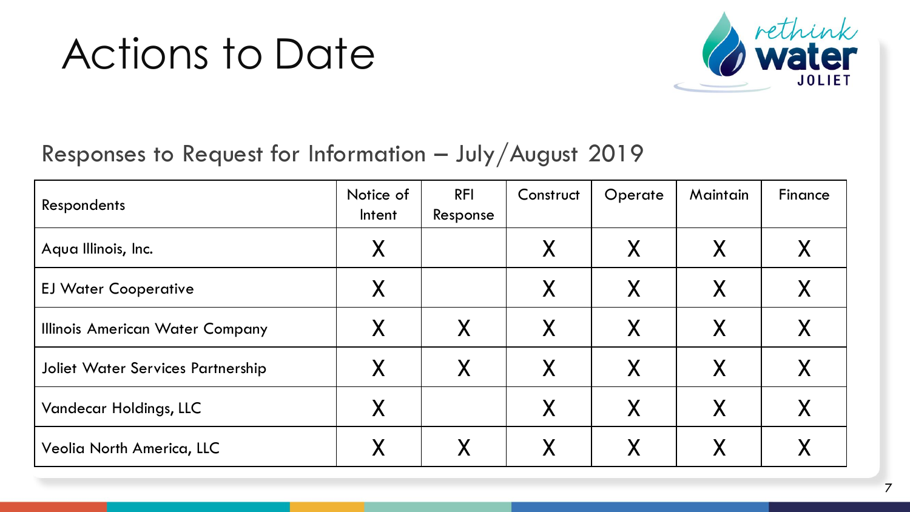# Actions to Date

Responses to Request for Information – July/August 2019

| Respondents | Notice of Intent | RFI Response | Construct | Operate | Maintain | Finance |
|---|---|---|---|---|---|---|
| Aqua Illinois, Inc. | X | | X | X | X | X |
| EJ Water Cooperative | X | | X | X | X | X |
| Illinois American Water Company | X | X | X | X | X | X |
| Joliet Water Services Partnership | X | X | X | X | X | X |
| Vandecar Holdings, LLC | X | | X | X | X | X |
| Veolia North America, LLC | X | X | X | X | X | X |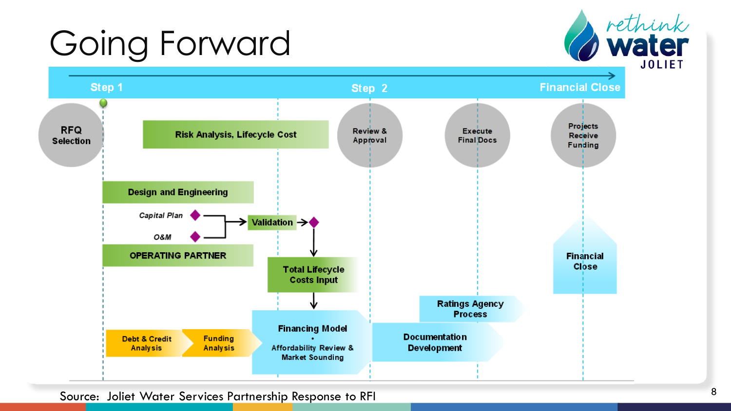# Going Forward

**Step 1** → **Step 2** → **Financial Close**

- **RFQ Selection**
- **Risk Analysis, Lifecycle Cost**
- **Review & Approval**
- **Execute Final Docs**
- **Projects Receive Funding**

- **Design and Engineering**
  - *Capital Plan*
  - *O&M*
- **OPERATING PARTNER**
- **Validation**
- **Total Lifecycle Costs Input**
- **Debt & Credit Analysis**
- **Funding Analysis**
- **Financing Model** • Affordability Review & Market Sounding
- **Documentation Development**
- **Ratings Agency Process**
- **Financial Close**

Source: Joliet Water Services Partnership Response to RFI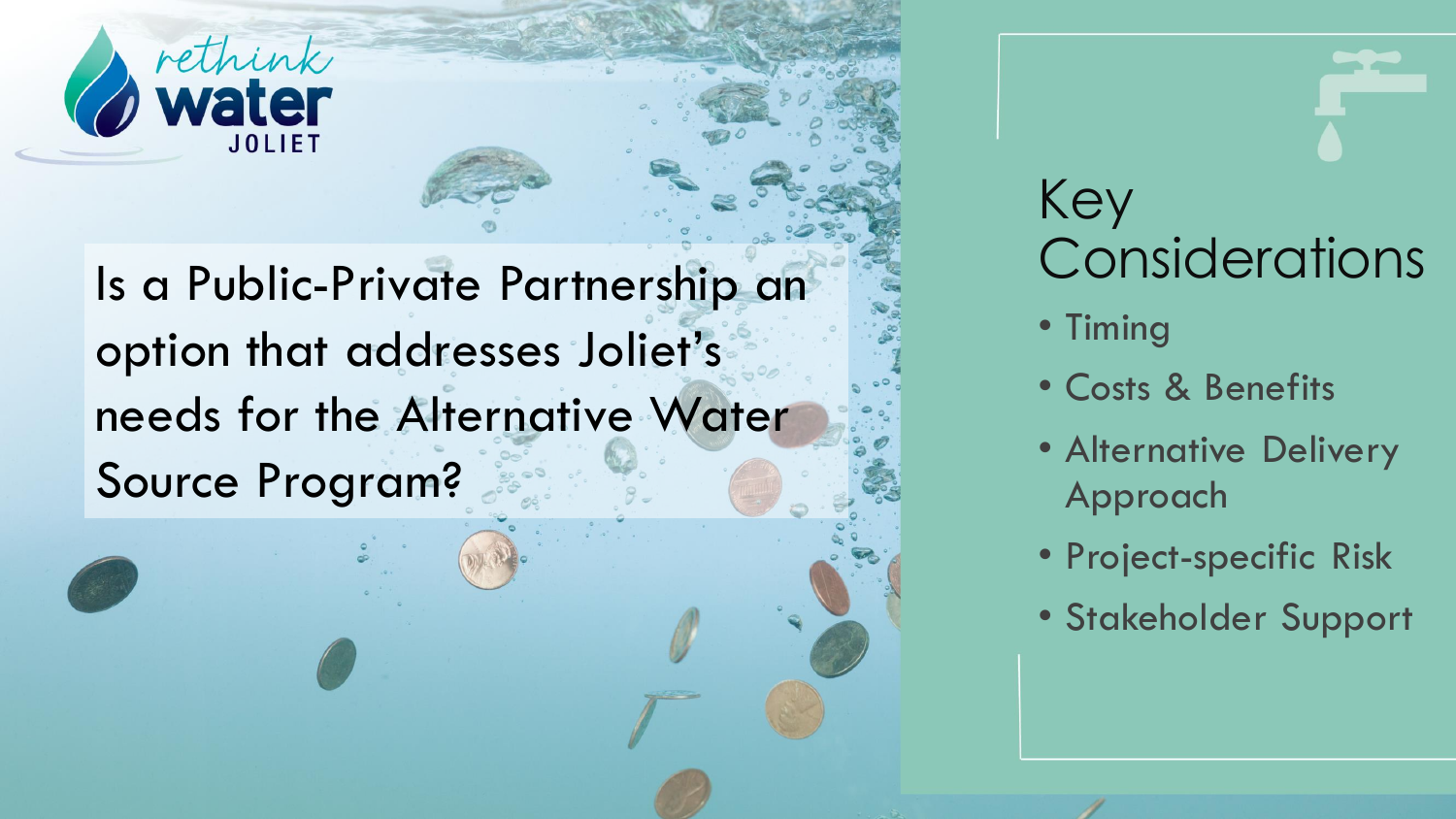rethink water JOLIET

Is a Public-Private Partnership an option that addresses Joliet's needs for the Alternative Water Source Program?

## Key Considerations

- Timing
- Costs & Benefits
- Alternative Delivery Approach
- Project-specific Risk
- Stakeholder Support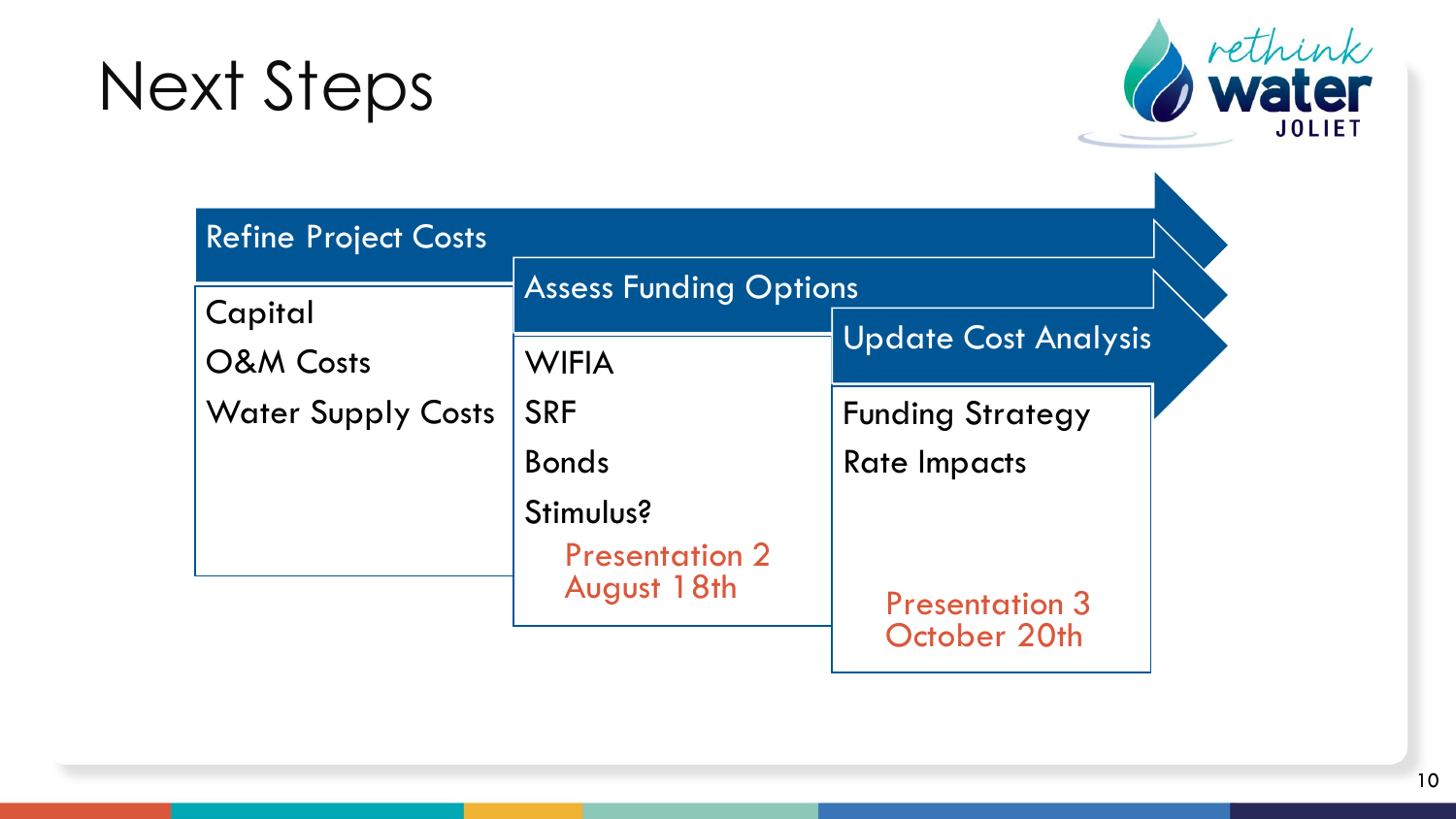# Next Steps

## Refine Project Costs

- Capital
- O&M Costs
- Water Supply Costs

## Assess Funding Options

- WIFIA
- SRF
- Bonds
- Stimulus?

Presentation 2
August 18th

## Update Cost Analysis

- Funding Strategy
- Rate Impacts

Presentation 3
October 20th